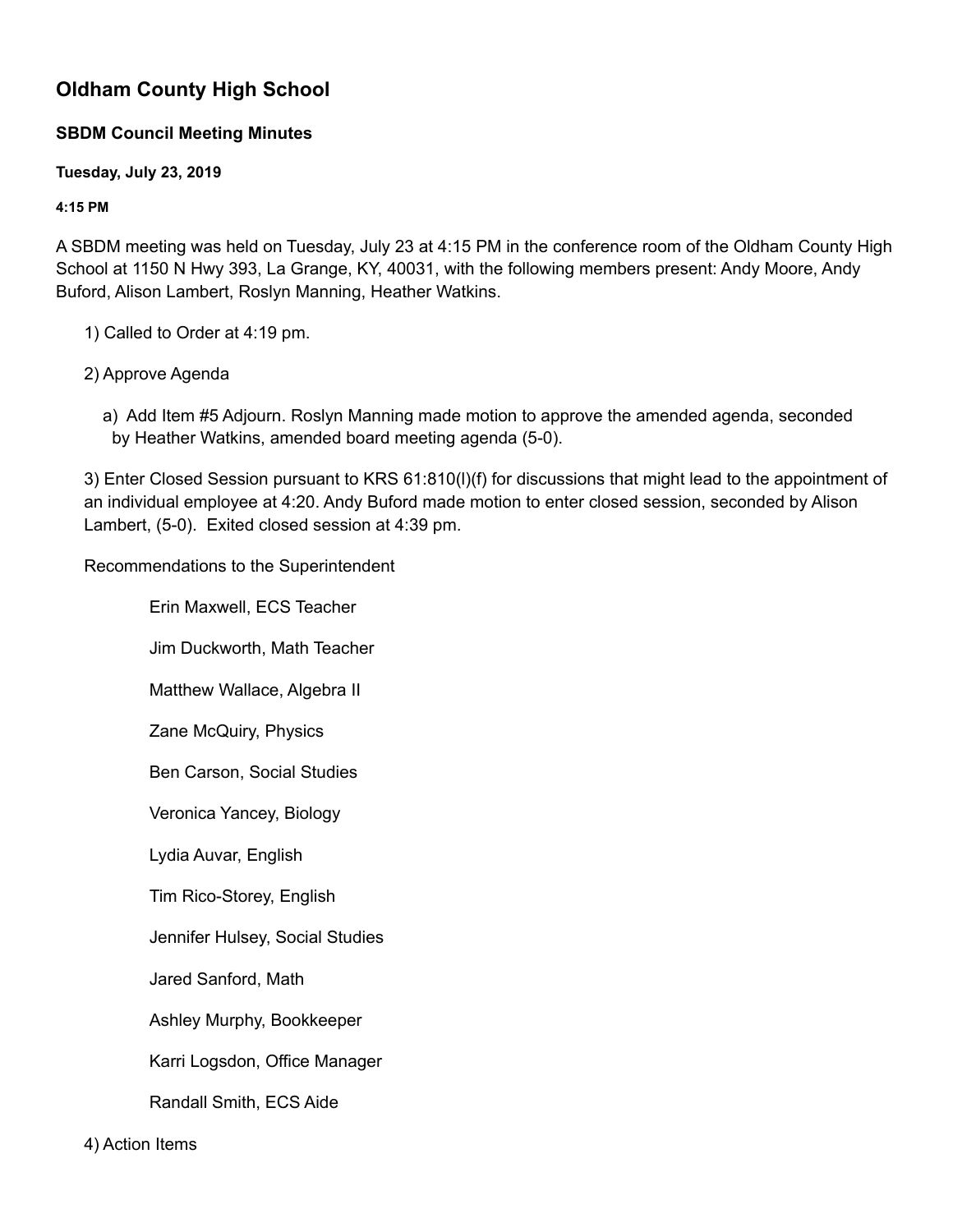# Oldham County High School

## SBDM Council Meeting Minutes

### Tuesday, July 23, 2019

#### 4:15 PM

A SBDM meeting was held on Tuesday, July 23 at 4:15 PM in the conference room of the Oldham County High School at 1150 N Hwy 393, La Grange, KY, 40031, with the following members present: Andy Moore, Andy Buford, Alison Lambert, Roslyn Manning, Heather Watkins.

1) Called to Order at 4:19 pm.

2) Approve Agenda

   a) Add Item #5 Adjourn. Roslyn Manning made motion to approve the amended agenda, seconded by Heather Watkins, amended board meeting agenda (5-0).

3) Enter Closed Session pursuant to KRS 61:810(l)(f) for discussions that might lead to the appointment of an individual employee at 4:20. Andy Buford made motion to enter closed session, seconded by Alison Lambert, (5-0). Exited closed session at 4:39 pm.

Recommendations to the Superintendent

- Erin Maxwell, ECS Teacher
- Jim Duckworth, Math Teacher
- Matthew Wallace, Algebra II
- Zane McQuiry, Physics
- Ben Carson, Social Studies
- Veronica Yancey, Biology
- Lydia Auvar, English
- Tim Rico-Storey, English
- Jennifer Hulsey, Social Studies
- Jared Sanford, Math
- Ashley Murphy, Bookkeeper
- Karri Logsdon, Office Manager
- Randall Smith, ECS Aide

4) Action Items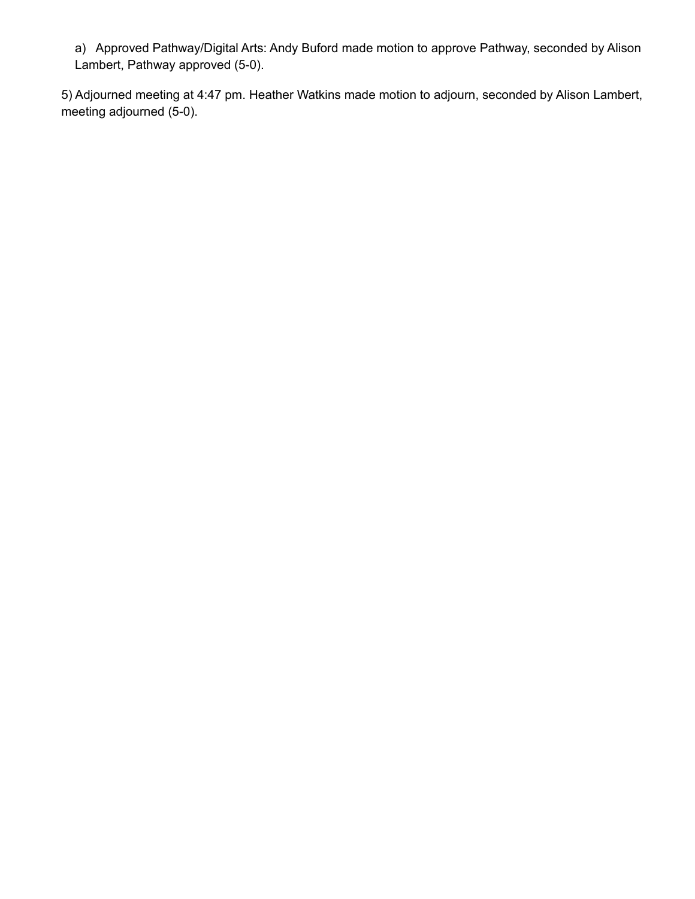a) Approved Pathway/Digital Arts: Andy Buford made motion to approve Pathway, seconded by Alison Lambert, Pathway approved (5-0).

5) Adjourned meeting at 4:47 pm. Heather Watkins made motion to adjourn, seconded by Alison Lambert, meeting adjourned (5-0).